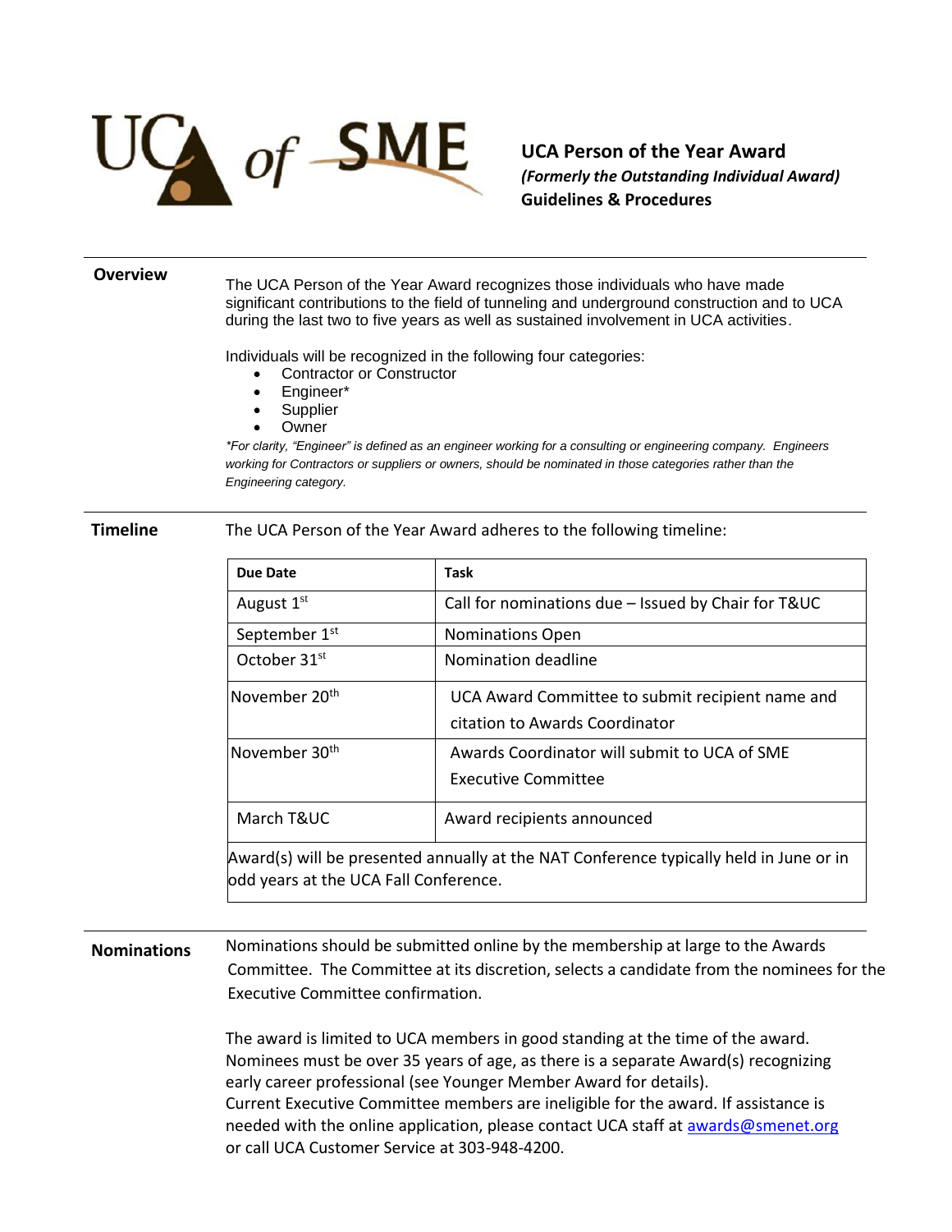UCA of SME

# UCA Person of the Year Award

***(Formerly the Outstanding Individual Award)***

**Guidelines & Procedures**

---

## Overview

The UCA Person of the Year Award recognizes those individuals who have made significant contributions to the field of tunneling and underground construction and to UCA during the last two to five years as well as sustained involvement in UCA activities.

Individuals will be recognized in the following four categories:

- Contractor or Constructor
- Engineer*
- Supplier
- Owner

*\*For clarity, "Engineer" is defined as an engineer working for a consulting or engineering company. Engineers working for Contractors or suppliers or owners, should be nominated in those categories rather than the Engineering category.*

---

## Timeline

The UCA Person of the Year Award adheres to the following timeline:

| Due Date | Task |
|---|---|
| August 1st | Call for nominations due – Issued by Chair for T&UC |
| September 1st | Nominations Open |
| October 31st | Nomination deadline |
| November 20th | UCA Award Committee to submit recipient name and citation to Awards Coordinator |
| November 30th | Awards Coordinator will submit to UCA of SME Executive Committee |
| March T&UC | Award recipients announced |
| Award(s) will be presented annually at the NAT Conference typically held in June or in odd years at the UCA Fall Conference. | |

---

## Nominations

Nominations should be submitted online by the membership at large to the Awards Committee. The Committee at its discretion, selects a candidate from the nominees for the Executive Committee confirmation.

The award is limited to UCA members in good standing at the time of the award. Nominees must be over 35 years of age, as there is a separate Award(s) recognizing early career professional (see Younger Member Award for details). Current Executive Committee members are ineligible for the award. If assistance is needed with the online application, please contact UCA staff at awards@smenet.org or call UCA Customer Service at 303-948-4200.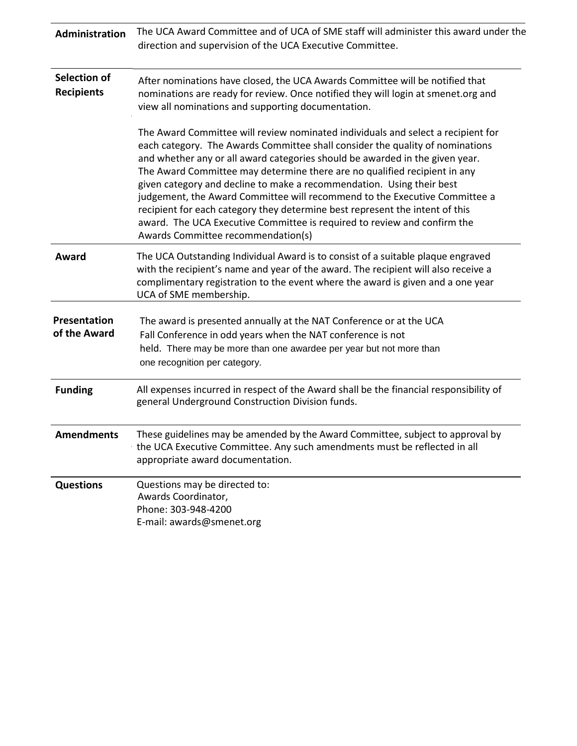**Administration**

The UCA Award Committee and of UCA of SME staff will administer this award under the direction and supervision of the UCA Executive Committee.

**Selection of Recipients**

After nominations have closed, the UCA Awards Committee will be notified that nominations are ready for review. Once notified they will login at smenet.org and view all nominations and supporting documentation.

The Award Committee will review nominated individuals and select a recipient for each category. The Awards Committee shall consider the quality of nominations and whether any or all award categories should be awarded in the given year. The Award Committee may determine there are no qualified recipient in any given category and decline to make a recommendation. Using their best judgement, the Award Committee will recommend to the Executive Committee a recipient for each category they determine best represent the intent of this award. The UCA Executive Committee is required to review and confirm the Awards Committee recommendation(s)

**Award**

The UCA Outstanding Individual Award is to consist of a suitable plaque engraved with the recipient's name and year of the award. The recipient will also receive a complimentary registration to the event where the award is given and a one year UCA of SME membership.

**Presentation of the Award**

The award is presented annually at the NAT Conference or at the UCA Fall Conference in odd years when the NAT conference is not held. There may be more than one awardee per year but not more than one recognition per category.

**Funding**

All expenses incurred in respect of the Award shall be the financial responsibility of general Underground Construction Division funds.

**Amendments**

These guidelines may be amended by the Award Committee, subject to approval by the UCA Executive Committee. Any such amendments must be reflected in all appropriate award documentation.

**Questions**

Questions may be directed to:
Awards Coordinator,
Phone: 303-948-4200
E-mail: awards@smenet.org